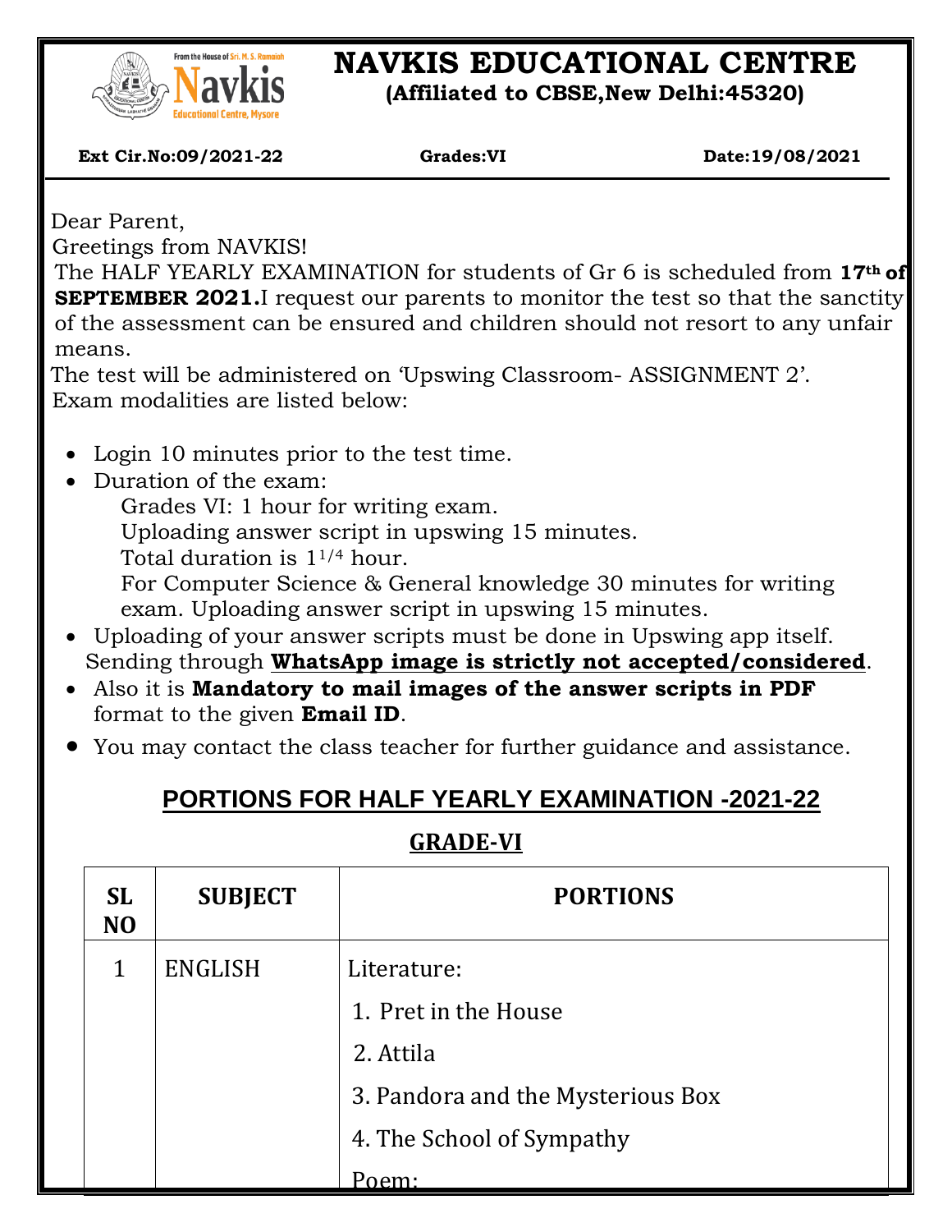# NAVKIS EDUCATIONAL CENTRE
**(Affiliated to CBSE,New Delhi:45320)**

**Ext Cir.No:09/2021-22** **Grades:VI** **Date:19/08/2021**

Dear Parent,

Greetings from NAVKIS!

The HALF YEARLY EXAMINATION for students of Gr 6 is scheduled from **17th of SEPTEMBER 2021.** I request our parents to monitor the test so that the sanctity of the assessment can be ensured and children should not resort to any unfair means.

The test will be administered on 'Upswing Classroom- ASSIGNMENT 2'.

Exam modalities are listed below:

- Login 10 minutes prior to the test time.
- Duration of the exam:
  - Grades VI: 1 hour for writing exam.
  - Uploading answer script in upswing 15 minutes.
  - Total duration is $1^{1/4}$ hour.
  - For Computer Science & General knowledge 30 minutes for writing exam. Uploading answer script in upswing 15 minutes.
- Uploading of your answer scripts must be done in Upswing app itself. Sending through **WhatsApp image is strictly not accepted/considered**.
- Also it is **Mandatory to mail images of the answer scripts in PDF** format to the given **Email ID**.
- You may contact the class teacher for further guidance and assistance.

## PORTIONS FOR HALF YEARLY EXAMINATION -2021-22

### GRADE-VI

| SL NO | SUBJECT | PORTIONS |
|---|---|---|
| 1 | ENGLISH | Literature:<br>1. Pret in the House<br>2. Attila<br>3. Pandora and the Mysterious Box<br>4. The School of Sympathy<br>Poem: |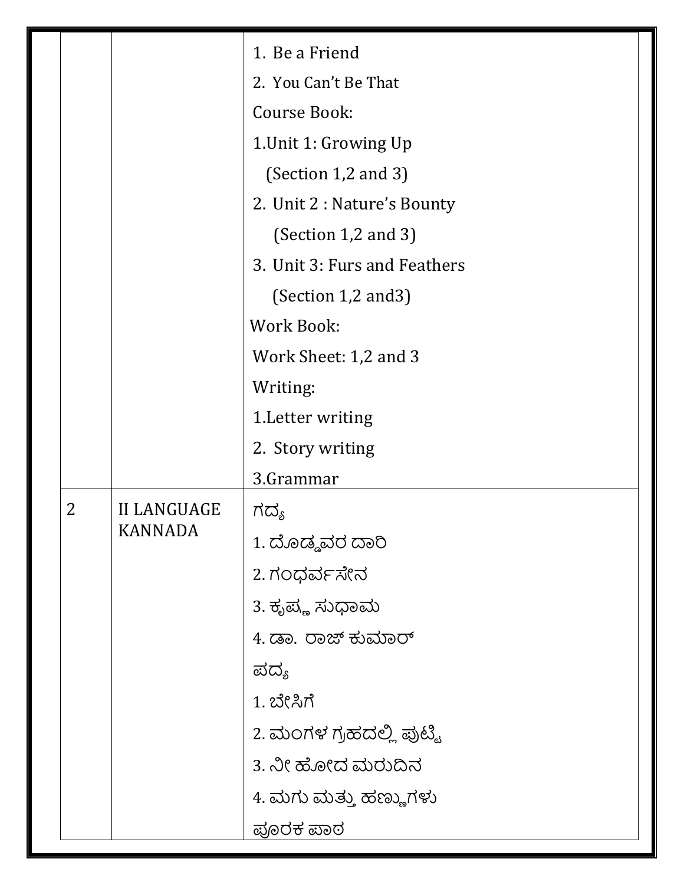| | | |
|---|---|---|
| | | 1. Be a Friend<br>2. You Can't Be That<br>Course Book:<br>1.Unit 1: Growing Up<br>(Section 1,2 and 3)<br>2. Unit 2 : Nature's Bounty<br>(Section 1,2 and 3)<br>3. Unit 3: Furs and Feathers<br>(Section 1,2 and3)<br>Work Book:<br>Work Sheet: 1,2 and 3<br>Writing:<br>1.Letter writing<br>2. Story writing<br>3.Grammar |
| 2 | II LANGUAGE KANNADA | ಗದ್ಯ<br>1. ದೊಡ್ಡವರ ದಾರಿ<br>2. ಗಂಧರ್ವಸೇನ<br>3. ಕೃಷ್ಣ ಸುಧಾಮ<br>4. ಡಾ. ರಾಜ್ ಕುಮಾರ್<br>ಪದ್ಯ<br>1. ಬೇಸಿಗೆ<br>2. ಮಂಗಳ ಗ್ರಹದಲ್ಲಿ ಪುಟ್ಟಿ<br>3. ನೀ ಹೋದ ಮರುದಿನ<br>4. ಮಗು ಮತ್ತು ಹಣ್ಣುಗಳು<br>ಪೂರಕ ಪಾಠ |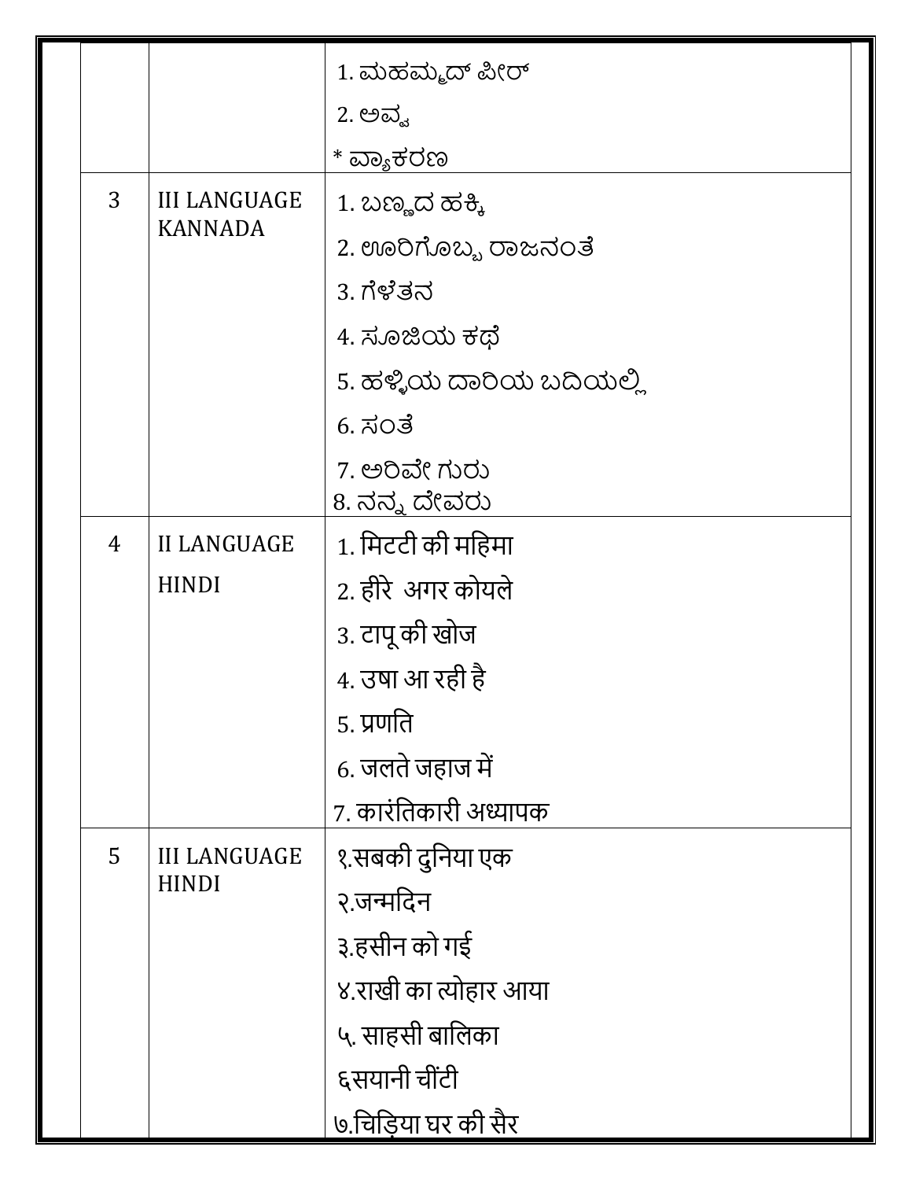| | | |
|---|---|---|
| | | 1. ಮಹಮ್ಮದ್ ಪೀರ್<br>2. ಅವ್ವ<br>* ವ್ಯಾಕರಣ |
| 3 | III LANGUAGE KANNADA | 1. ಬಣ್ಣದ ಹಕ್ಕಿ<br>2. ಊರಿಗೊಬ್ಬ ರಾಜನಂತೆ<br>3. ಗೆಳೆತನ<br>4. ಸೂಜಿಯ ಕಥೆ<br>5. ಹಳ್ಳಿಯ ದಾರಿಯ ಬದಿಯಲ್ಲಿ<br>6. ಸಂತೆ<br>7. ಅರಿವೇ ಗುರು<br>8. ನನ್ನ ದೇವರು |
| 4 | II LANGUAGE HINDI | 1. मिटटी की महिमा<br>2. हीरे अगर कोयले<br>3. टापू की खोज<br>4. उषा आ रही है<br>5. प्रणति<br>6. जलते जहाज में<br>7. कारंतिकारी अध्यापक |
| 5 | III LANGUAGE HINDI | १.सबकी दुनिया एक<br>२.जन्मदिन<br>३.हसीन को गई<br>४.राखी का त्योहार आया<br>५. साहसी बालिका<br>६सयानी चींटी<br>७.चिड़िया घर की सैर |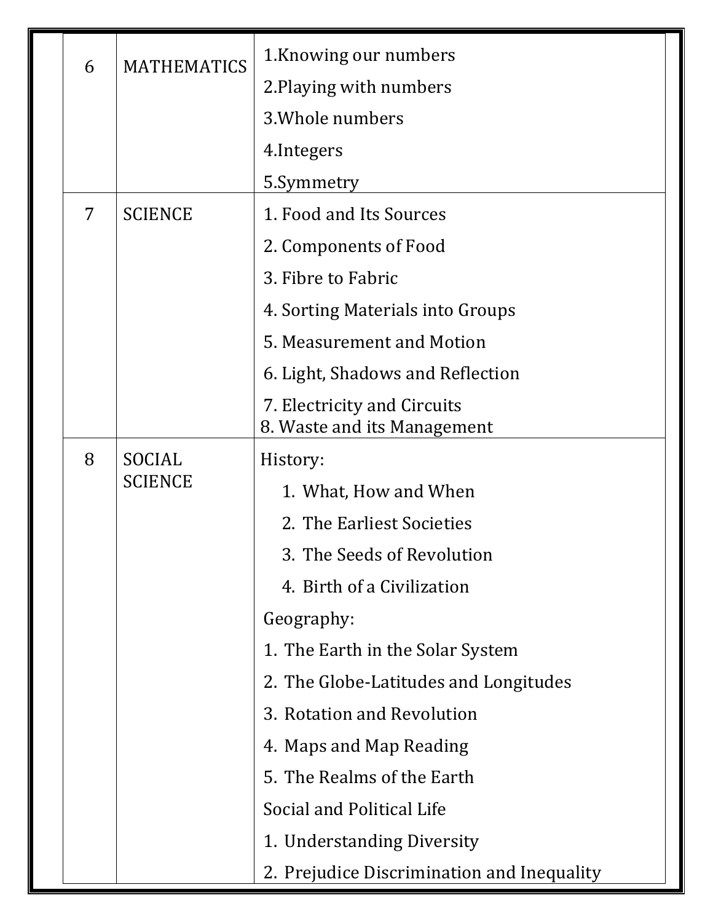| | | |
|---|---|---|
| 6 | MATHEMATICS | 1.Knowing our numbers<br>2.Playing with numbers<br>3.Whole numbers<br>4.Integers<br>5.Symmetry |
| 7 | SCIENCE | 1. Food and Its Sources<br>2. Components of Food<br>3. Fibre to Fabric<br>4. Sorting Materials into Groups<br>5. Measurement and Motion<br>6. Light, Shadows and Reflection<br>7. Electricity and Circuits<br>8. Waste and its Management |
| 8 | SOCIAL SCIENCE | History:<br>1. What, How and When<br>2. The Earliest Societies<br>3. The Seeds of Revolution<br>4. Birth of a Civilization<br>Geography:<br>1. The Earth in the Solar System<br>2. The Globe-Latitudes and Longitudes<br>3. Rotation and Revolution<br>4. Maps and Map Reading<br>5. The Realms of the Earth<br>Social and Political Life<br>1. Understanding Diversity<br>2. Prejudice Discrimination and Inequality |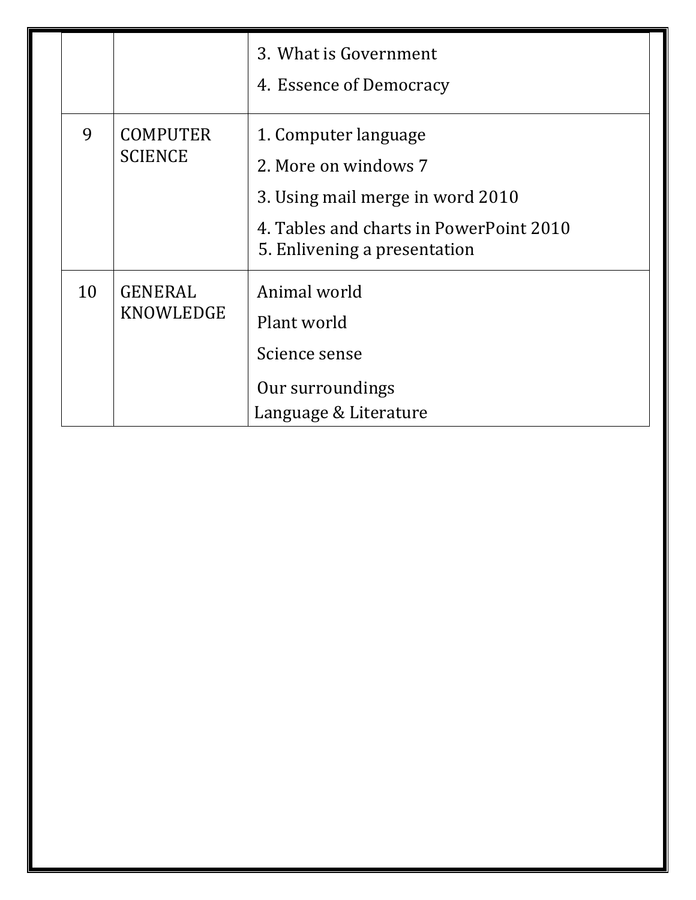| | | |
|---|---|---|
| | | 3. What is Government<br>4. Essence of Democracy |
| 9 | COMPUTER SCIENCE | 1. Computer language<br>2. More on windows 7<br>3. Using mail merge in word 2010<br>4. Tables and charts in PowerPoint 2010<br>5. Enlivening a presentation |
| 10 | GENERAL KNOWLEDGE | Animal world<br>Plant world<br>Science sense<br>Our surroundings<br>Language & Literature |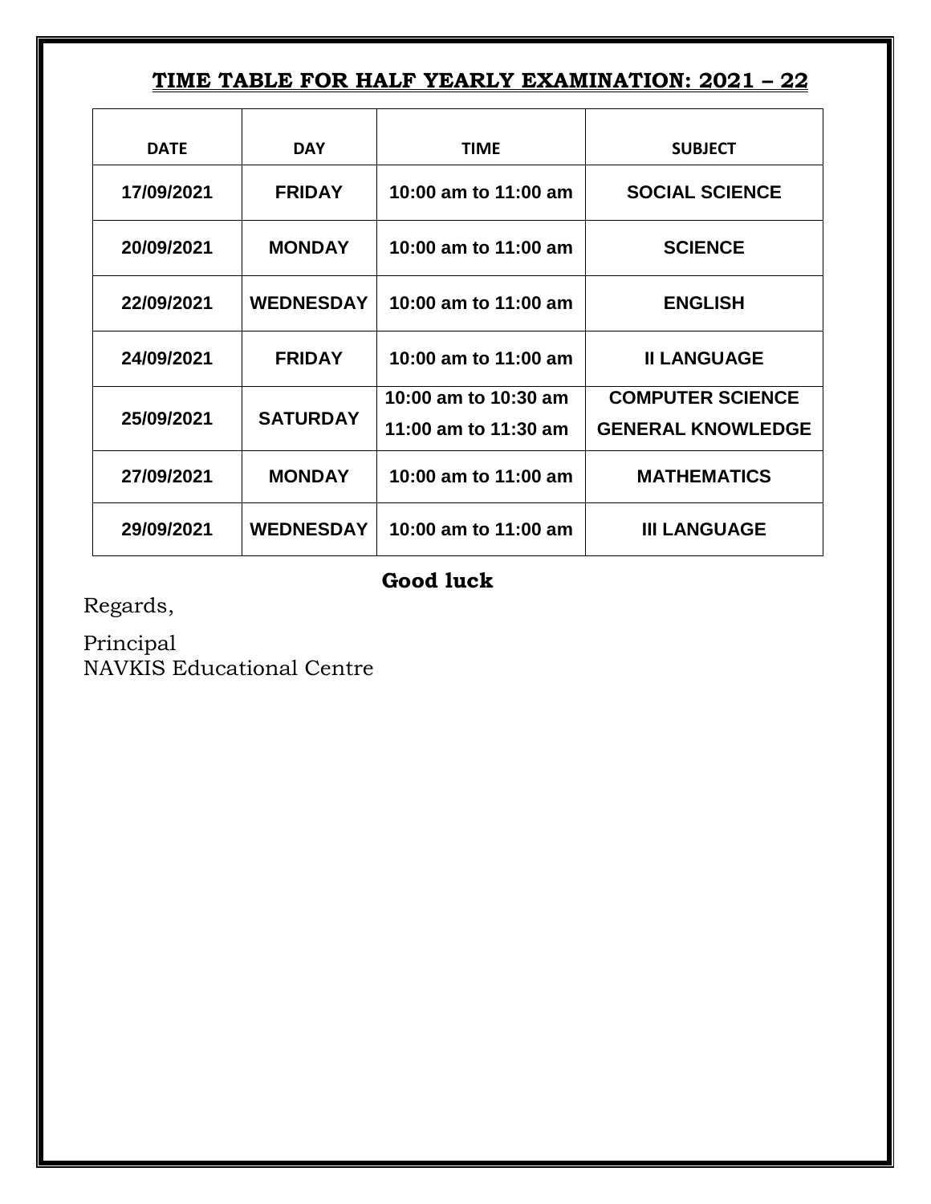## TIME TABLE FOR HALF YEARLY EXAMINATION: 2021 – 22

| DATE | DAY | TIME | SUBJECT |
|---|---|---|---|
| 17/09/2021 | FRIDAY | 10:00 am to 11:00 am | SOCIAL SCIENCE |
| 20/09/2021 | MONDAY | 10:00 am to 11:00 am | SCIENCE |
| 22/09/2021 | WEDNESDAY | 10:00 am to 11:00 am | ENGLISH |
| 24/09/2021 | FRIDAY | 10:00 am to 11:00 am | II LANGUAGE |
| 25/09/2021 | SATURDAY | 10:00 am to 10:30 am<br>11:00 am to 11:30 am | COMPUTER SCIENCE<br>GENERAL KNOWLEDGE |
| 27/09/2021 | MONDAY | 10:00 am to 11:00 am | MATHEMATICS |
| 29/09/2021 | WEDNESDAY | 10:00 am to 11:00 am | III LANGUAGE |

**Good luck**

Regards,

Principal
NAVKIS Educational Centre